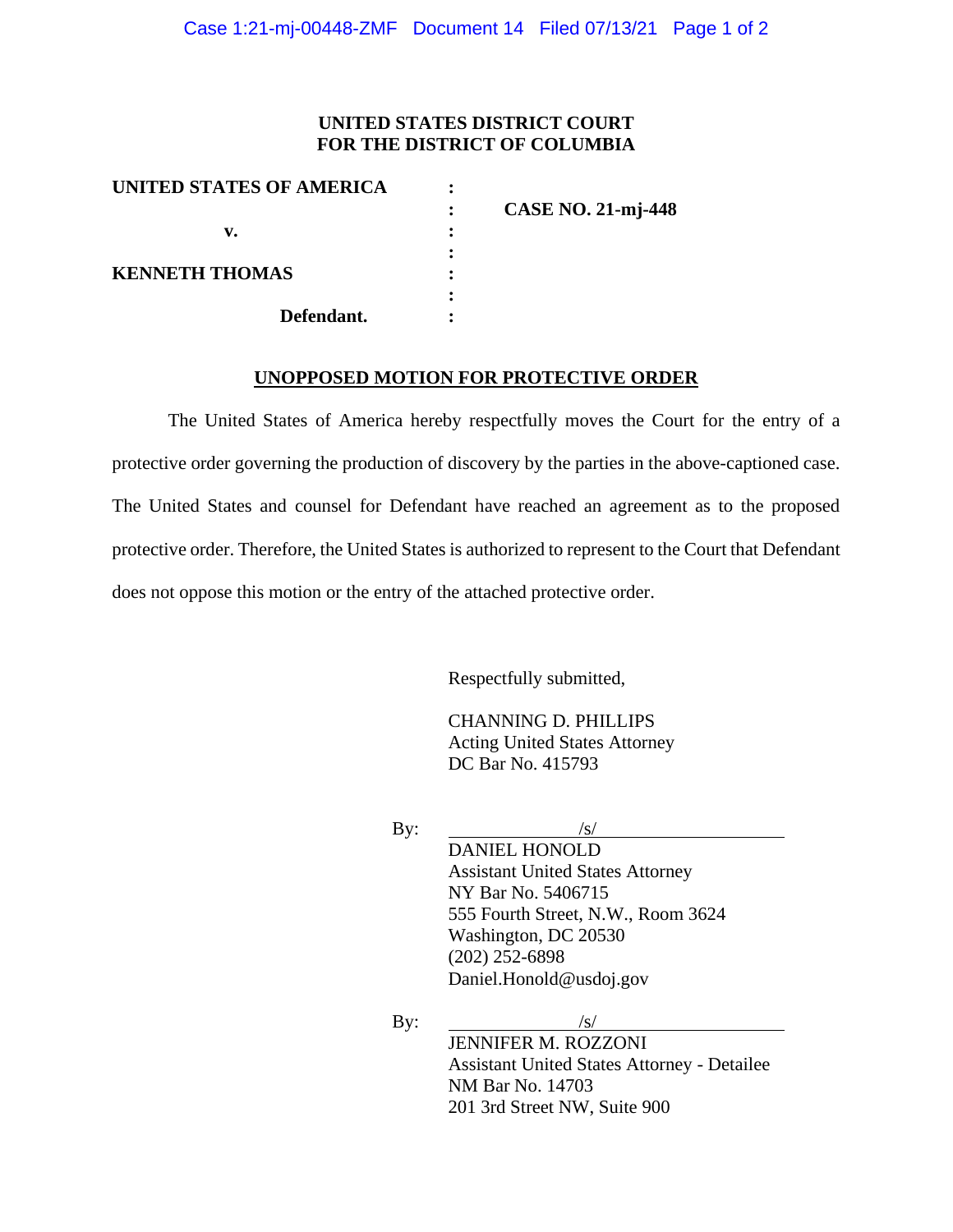**UNITED STATES DISTRICT COURT**
**FOR THE DISTRICT OF COLUMBIA**

| | | |
|---|---|---|
| **UNITED STATES OF AMERICA** | : | |
| | : | **CASE NO. 21-mj-448** |
| **v.** | : | |
| | : | |
| **KENNETH THOMAS** | : | |
| | : | |
| **Defendant.** | : | |

**UNOPPOSED MOTION FOR PROTECTIVE ORDER**

The United States of America hereby respectfully moves the Court for the entry of a protective order governing the production of discovery by the parties in the above-captioned case. The United States and counsel for Defendant have reached an agreement as to the proposed protective order. Therefore, the United States is authorized to represent to the Court that Defendant does not oppose this motion or the entry of the attached protective order.

Respectfully submitted,

CHANNING D. PHILLIPS
Acting United States Attorney
DC Bar No. 415793

By: /s/
DANIEL HONOLD
Assistant United States Attorney
NY Bar No. 5406715
555 Fourth Street, N.W., Room 3624
Washington, DC 20530
(202) 252-6898
Daniel.Honold@usdoj.gov

By: /s/
JENNIFER M. ROZZONI
Assistant United States Attorney - Detailee
NM Bar No. 14703
201 3rd Street NW, Suite 900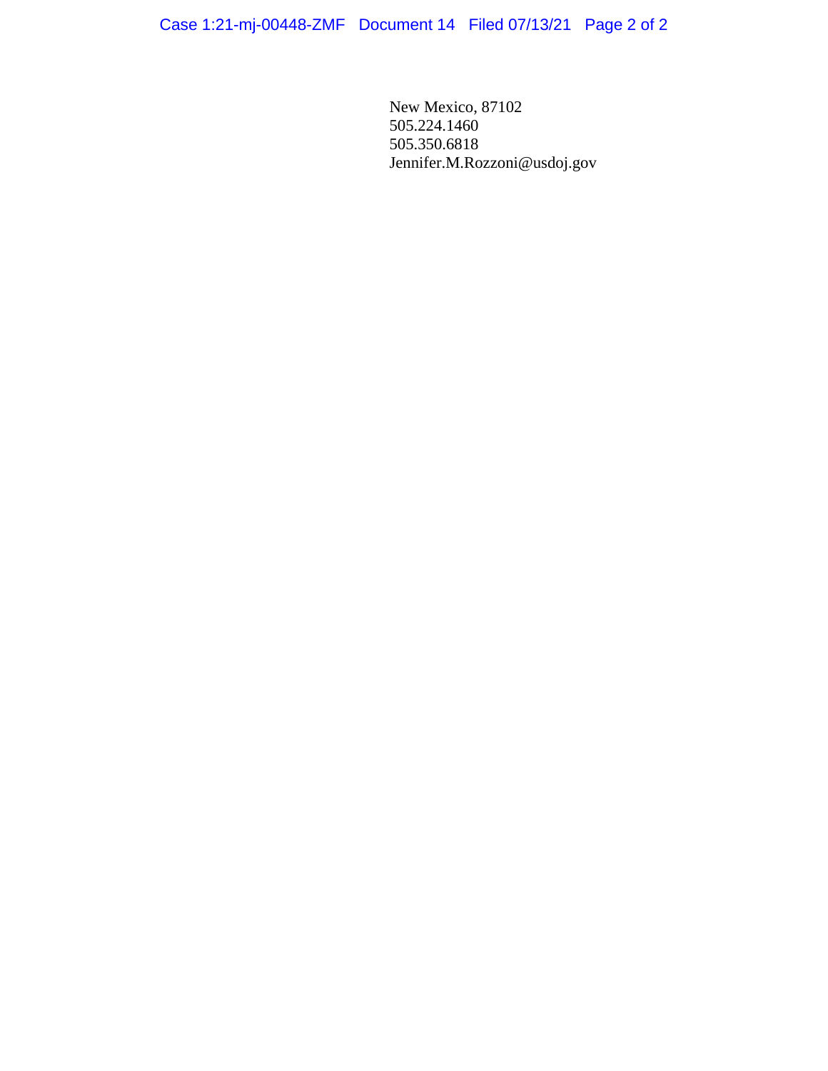New Mexico, 87102
505.224.1460
505.350.6818
Jennifer.M.Rozzoni@usdoj.gov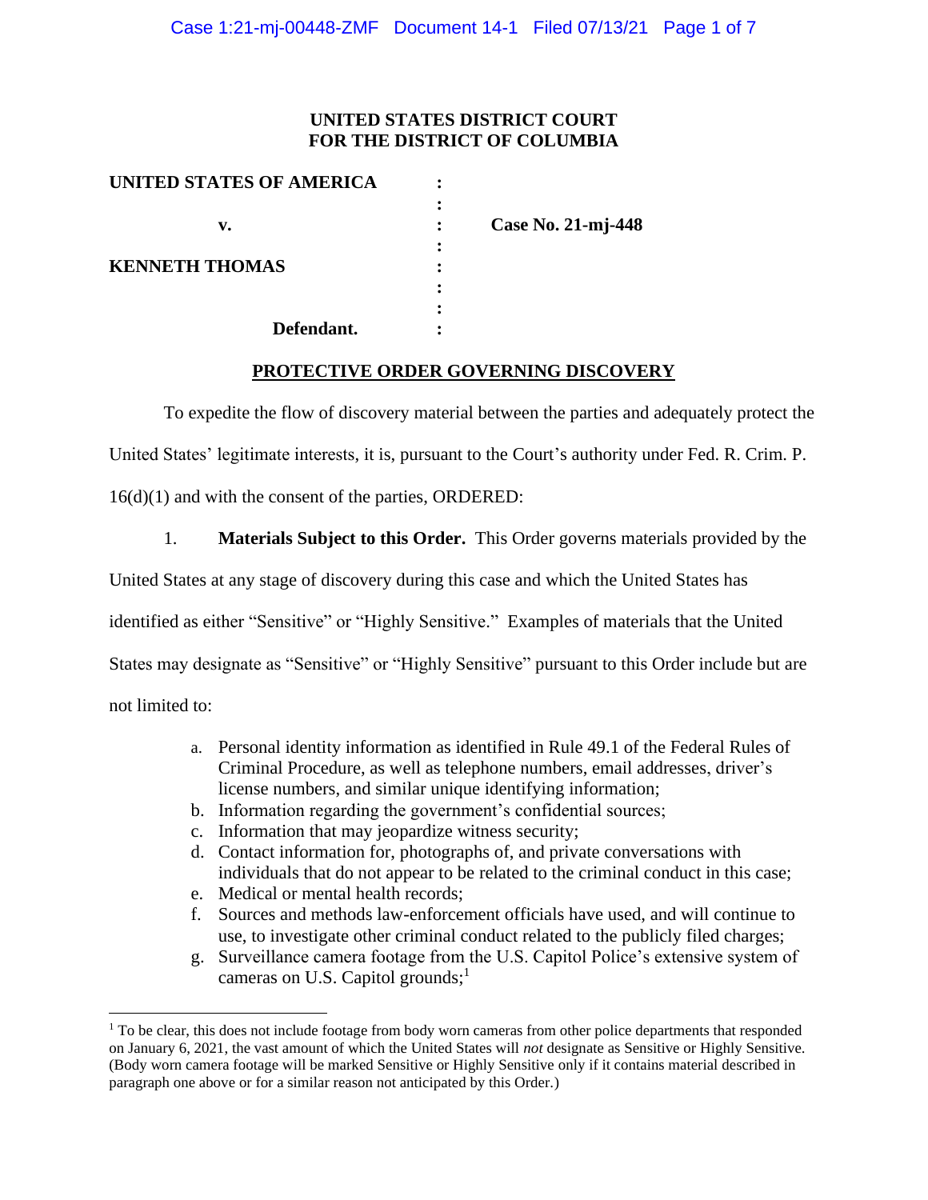# UNITED STATES DISTRICT COURT
# FOR THE DISTRICT OF COLUMBIA

| | | |
|---|---|---|
| **UNITED STATES OF AMERICA** | : | |
| | : | |
| **v.** | : | **Case No. 21-mj-448** |
| | : | |
| **KENNETH THOMAS** | : | |
| | : | |
| | : | |
| **Defendant.** | : | |

## PROTECTIVE ORDER GOVERNING DISCOVERY

To expedite the flow of discovery material between the parties and adequately protect the United States' legitimate interests, it is, pursuant to the Court's authority under Fed. R. Crim. P. 16(d)(1) and with the consent of the parties, ORDERED:

1. **Materials Subject to this Order.** This Order governs materials provided by the United States at any stage of discovery during this case and which the United States has identified as either "Sensitive" or "Highly Sensitive." Examples of materials that the United States may designate as "Sensitive" or "Highly Sensitive" pursuant to this Order include but are not limited to:

   a. Personal identity information as identified in Rule 49.1 of the Federal Rules of Criminal Procedure, as well as telephone numbers, email addresses, driver's license numbers, and similar unique identifying information;
   b. Information regarding the government's confidential sources;
   c. Information that may jeopardize witness security;
   d. Contact information for, photographs of, and private conversations with individuals that do not appear to be related to the criminal conduct in this case;
   e. Medical or mental health records;
   f. Sources and methods law-enforcement officials have used, and will continue to use, to investigate other criminal conduct related to the publicly filed charges;
   g. Surveillance camera footage from the U.S. Capitol Police's extensive system of cameras on U.S. Capitol grounds;[1]

[1] To be clear, this does not include footage from body worn cameras from other police departments that responded on January 6, 2021, the vast amount of which the United States will *not* designate as Sensitive or Highly Sensitive. (Body worn camera footage will be marked Sensitive or Highly Sensitive only if it contains material described in paragraph one above or for a similar reason not anticipated by this Order.)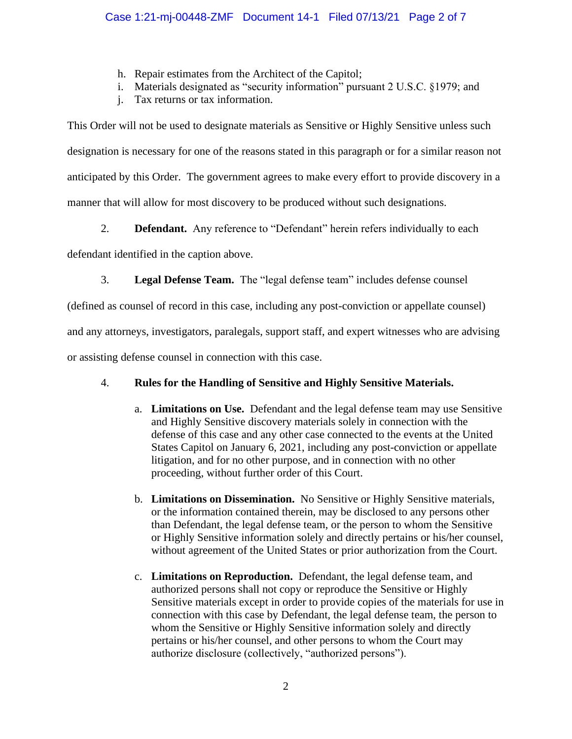h. Repair estimates from the Architect of the Capitol;
i. Materials designated as "security information" pursuant 2 U.S.C. §1979; and
j. Tax returns or tax information.

This Order will not be used to designate materials as Sensitive or Highly Sensitive unless such designation is necessary for one of the reasons stated in this paragraph or for a similar reason not anticipated by this Order. The government agrees to make every effort to provide discovery in a manner that will allow for most discovery to be produced without such designations.

2. **Defendant.** Any reference to "Defendant" herein refers individually to each defendant identified in the caption above.

3. **Legal Defense Team.** The "legal defense team" includes defense counsel (defined as counsel of record in this case, including any post-conviction or appellate counsel) and any attorneys, investigators, paralegals, support staff, and expert witnesses who are advising or assisting defense counsel in connection with this case.

4. **Rules for the Handling of Sensitive and Highly Sensitive Materials.**

   a. **Limitations on Use.** Defendant and the legal defense team may use Sensitive and Highly Sensitive discovery materials solely in connection with the defense of this case and any other case connected to the events at the United States Capitol on January 6, 2021, including any post-conviction or appellate litigation, and for no other purpose, and in connection with no other proceeding, without further order of this Court.

   b. **Limitations on Dissemination.** No Sensitive or Highly Sensitive materials, or the information contained therein, may be disclosed to any persons other than Defendant, the legal defense team, or the person to whom the Sensitive or Highly Sensitive information solely and directly pertains or his/her counsel, without agreement of the United States or prior authorization from the Court.

   c. **Limitations on Reproduction.** Defendant, the legal defense team, and authorized persons shall not copy or reproduce the Sensitive or Highly Sensitive materials except in order to provide copies of the materials for use in connection with this case by Defendant, the legal defense team, the person to whom the Sensitive or Highly Sensitive information solely and directly pertains or his/her counsel, and other persons to whom the Court may authorize disclosure (collectively, "authorized persons").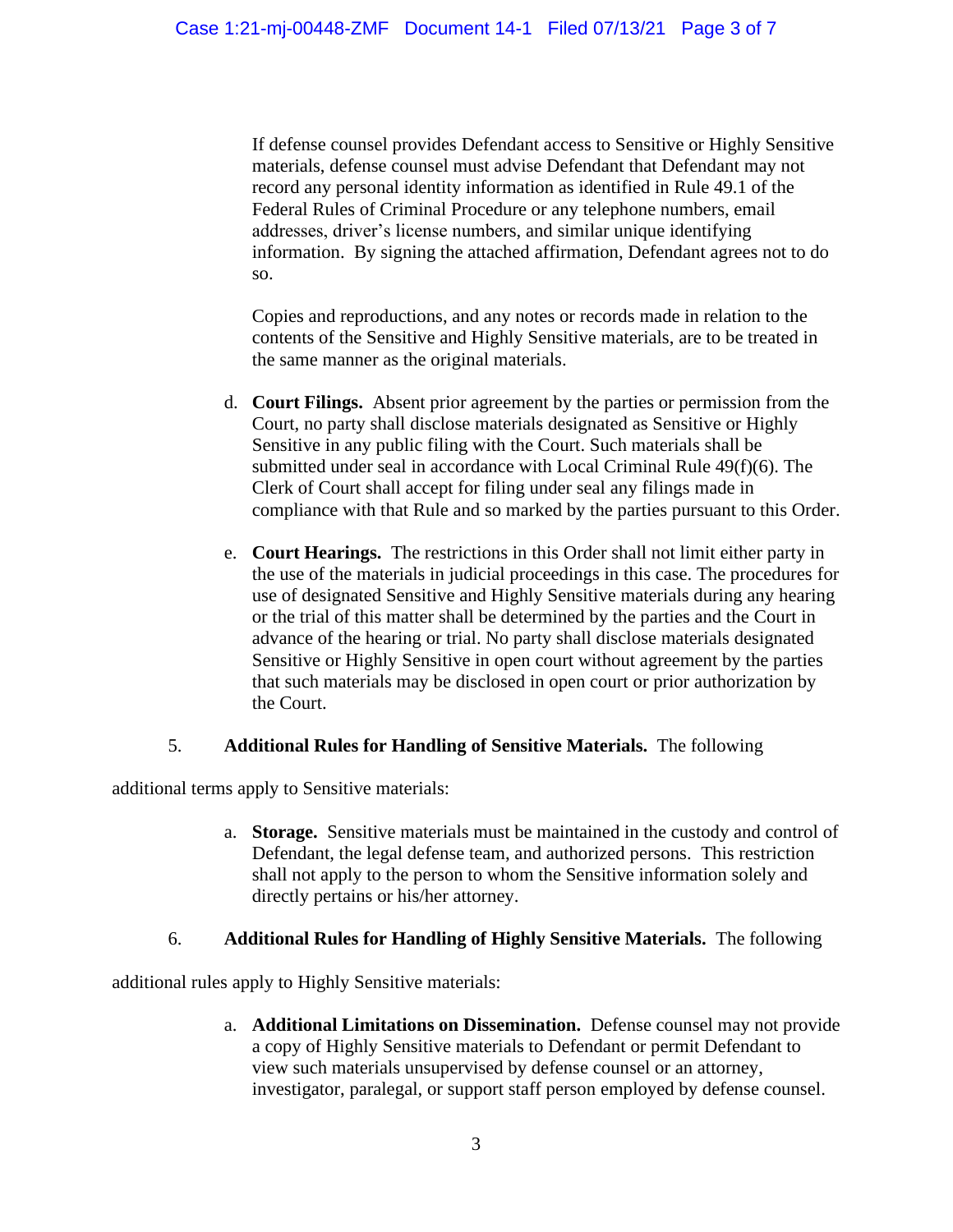If defense counsel provides Defendant access to Sensitive or Highly Sensitive materials, defense counsel must advise Defendant that Defendant may not record any personal identity information as identified in Rule 49.1 of the Federal Rules of Criminal Procedure or any telephone numbers, email addresses, driver's license numbers, and similar unique identifying information. By signing the attached affirmation, Defendant agrees not to do so.

Copies and reproductions, and any notes or records made in relation to the contents of the Sensitive and Highly Sensitive materials, are to be treated in the same manner as the original materials.

d. **Court Filings.** Absent prior agreement by the parties or permission from the Court, no party shall disclose materials designated as Sensitive or Highly Sensitive in any public filing with the Court. Such materials shall be submitted under seal in accordance with Local Criminal Rule 49(f)(6). The Clerk of Court shall accept for filing under seal any filings made in compliance with that Rule and so marked by the parties pursuant to this Order.

e. **Court Hearings.** The restrictions in this Order shall not limit either party in the use of the materials in judicial proceedings in this case. The procedures for use of designated Sensitive and Highly Sensitive materials during any hearing or the trial of this matter shall be determined by the parties and the Court in advance of the hearing or trial. No party shall disclose materials designated Sensitive or Highly Sensitive in open court without agreement by the parties that such materials may be disclosed in open court or prior authorization by the Court.

5. **Additional Rules for Handling of Sensitive Materials.** The following additional terms apply to Sensitive materials:

a. **Storage.** Sensitive materials must be maintained in the custody and control of Defendant, the legal defense team, and authorized persons. This restriction shall not apply to the person to whom the Sensitive information solely and directly pertains or his/her attorney.

6. **Additional Rules for Handling of Highly Sensitive Materials.** The following additional rules apply to Highly Sensitive materials:

a. **Additional Limitations on Dissemination.** Defense counsel may not provide a copy of Highly Sensitive materials to Defendant or permit Defendant to view such materials unsupervised by defense counsel or an attorney, investigator, paralegal, or support staff person employed by defense counsel.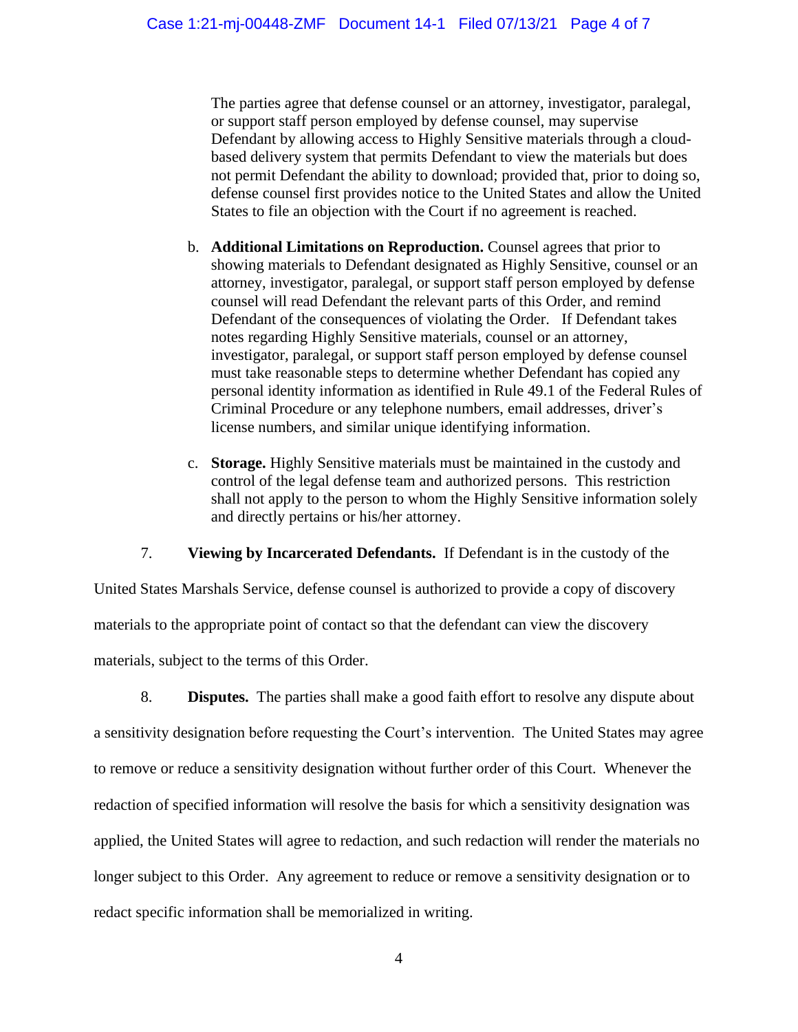The parties agree that defense counsel or an attorney, investigator, paralegal, or support staff person employed by defense counsel, may supervise Defendant by allowing access to Highly Sensitive materials through a cloud-based delivery system that permits Defendant to view the materials but does not permit Defendant the ability to download; provided that, prior to doing so, defense counsel first provides notice to the United States and allow the United States to file an objection with the Court if no agreement is reached.

b. **Additional Limitations on Reproduction.** Counsel agrees that prior to showing materials to Defendant designated as Highly Sensitive, counsel or an attorney, investigator, paralegal, or support staff person employed by defense counsel will read Defendant the relevant parts of this Order, and remind Defendant of the consequences of violating the Order. If Defendant takes notes regarding Highly Sensitive materials, counsel or an attorney, investigator, paralegal, or support staff person employed by defense counsel must take reasonable steps to determine whether Defendant has copied any personal identity information as identified in Rule 49.1 of the Federal Rules of Criminal Procedure or any telephone numbers, email addresses, driver's license numbers, and similar unique identifying information.

c. **Storage.** Highly Sensitive materials must be maintained in the custody and control of the legal defense team and authorized persons. This restriction shall not apply to the person to whom the Highly Sensitive information solely and directly pertains or his/her attorney.

7. **Viewing by Incarcerated Defendants.** If Defendant is in the custody of the United States Marshals Service, defense counsel is authorized to provide a copy of discovery materials to the appropriate point of contact so that the defendant can view the discovery materials, subject to the terms of this Order.

8. **Disputes.** The parties shall make a good faith effort to resolve any dispute about a sensitivity designation before requesting the Court's intervention. The United States may agree to remove or reduce a sensitivity designation without further order of this Court. Whenever the redaction of specified information will resolve the basis for which a sensitivity designation was applied, the United States will agree to redaction, and such redaction will render the materials no longer subject to this Order. Any agreement to reduce or remove a sensitivity designation or to redact specific information shall be memorialized in writing.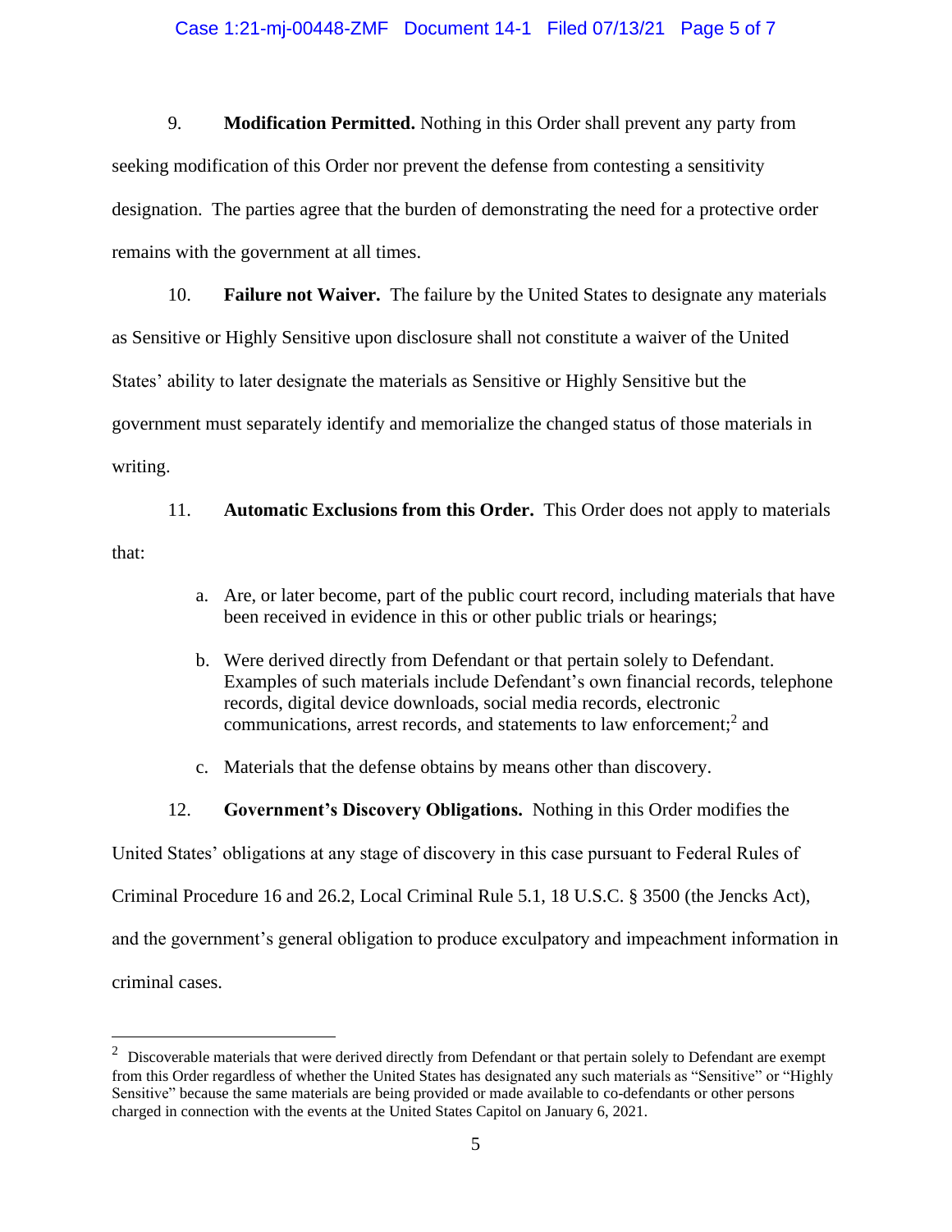9. **Modification Permitted.** Nothing in this Order shall prevent any party from seeking modification of this Order nor prevent the defense from contesting a sensitivity designation. The parties agree that the burden of demonstrating the need for a protective order remains with the government at all times.

10. **Failure not Waiver.** The failure by the United States to designate any materials as Sensitive or Highly Sensitive upon disclosure shall not constitute a waiver of the United States' ability to later designate the materials as Sensitive or Highly Sensitive but the government must separately identify and memorialize the changed status of those materials in writing.

11. **Automatic Exclusions from this Order.** This Order does not apply to materials that:

   a. Are, or later become, part of the public court record, including materials that have been received in evidence in this or other public trials or hearings;

   b. Were derived directly from Defendant or that pertain solely to Defendant. Examples of such materials include Defendant's own financial records, telephone records, digital device downloads, social media records, electronic communications, arrest records, and statements to law enforcement;[2] and

   c. Materials that the defense obtains by means other than discovery.

12. **Government's Discovery Obligations.** Nothing in this Order modifies the United States' obligations at any stage of discovery in this case pursuant to Federal Rules of Criminal Procedure 16 and 26.2, Local Criminal Rule 5.1, 18 U.S.C. § 3500 (the Jencks Act), and the government's general obligation to produce exculpatory and impeachment information in criminal cases.

---

[2] Discoverable materials that were derived directly from Defendant or that pertain solely to Defendant are exempt from this Order regardless of whether the United States has designated any such materials as "Sensitive" or "Highly Sensitive" because the same materials are being provided or made available to co-defendants or other persons charged in connection with the events at the United States Capitol on January 6, 2021.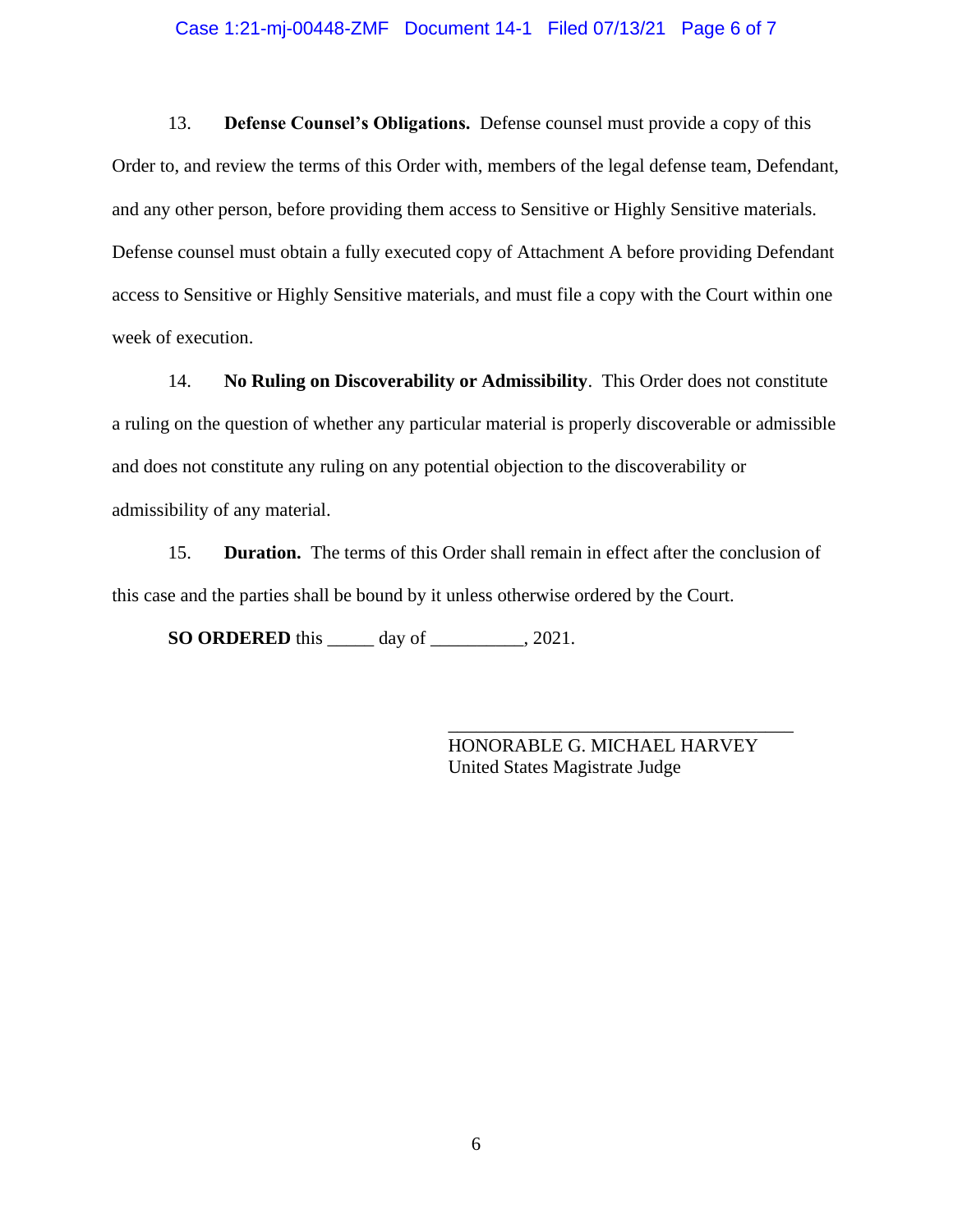13. **Defense Counsel's Obligations.** Defense counsel must provide a copy of this Order to, and review the terms of this Order with, members of the legal defense team, Defendant, and any other person, before providing them access to Sensitive or Highly Sensitive materials. Defense counsel must obtain a fully executed copy of Attachment A before providing Defendant access to Sensitive or Highly Sensitive materials, and must file a copy with the Court within one week of execution.

14. **No Ruling on Discoverability or Admissibility**. This Order does not constitute a ruling on the question of whether any particular material is properly discoverable or admissible and does not constitute any ruling on any potential objection to the discoverability or admissibility of any material.

15. **Duration.** The terms of this Order shall remain in effect after the conclusion of this case and the parties shall be bound by it unless otherwise ordered by the Court.

**SO ORDERED** this _____ day of __________, 2021.

___________________________________
HONORABLE G. MICHAEL HARVEY
United States Magistrate Judge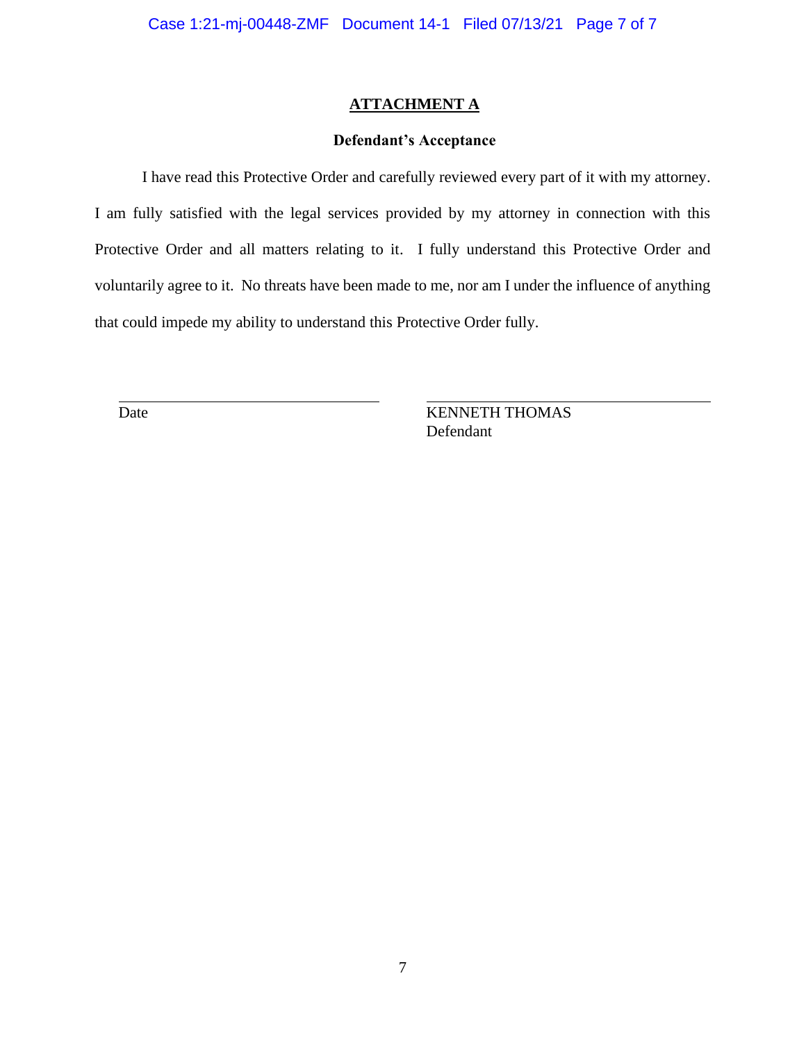# ATTACHMENT A

## Defendant's Acceptance

I have read this Protective Order and carefully reviewed every part of it with my attorney. I am fully satisfied with the legal services provided by my attorney in connection with this Protective Order and all matters relating to it. I fully understand this Protective Order and voluntarily agree to it. No threats have been made to me, nor am I under the influence of anything that could impede my ability to understand this Protective Order fully.

| | |
|---|---|
| \_\_\_\_\_\_\_\_\_\_\_\_\_\_\_\_\_\_\_\_\_\_\_\_\_\_\_\_\_\_ | \_\_\_\_\_\_\_\_\_\_\_\_\_\_\_\_\_\_\_\_\_\_\_\_\_\_\_\_\_\_ |
| Date | KENNETH THOMAS<br>Defendant |